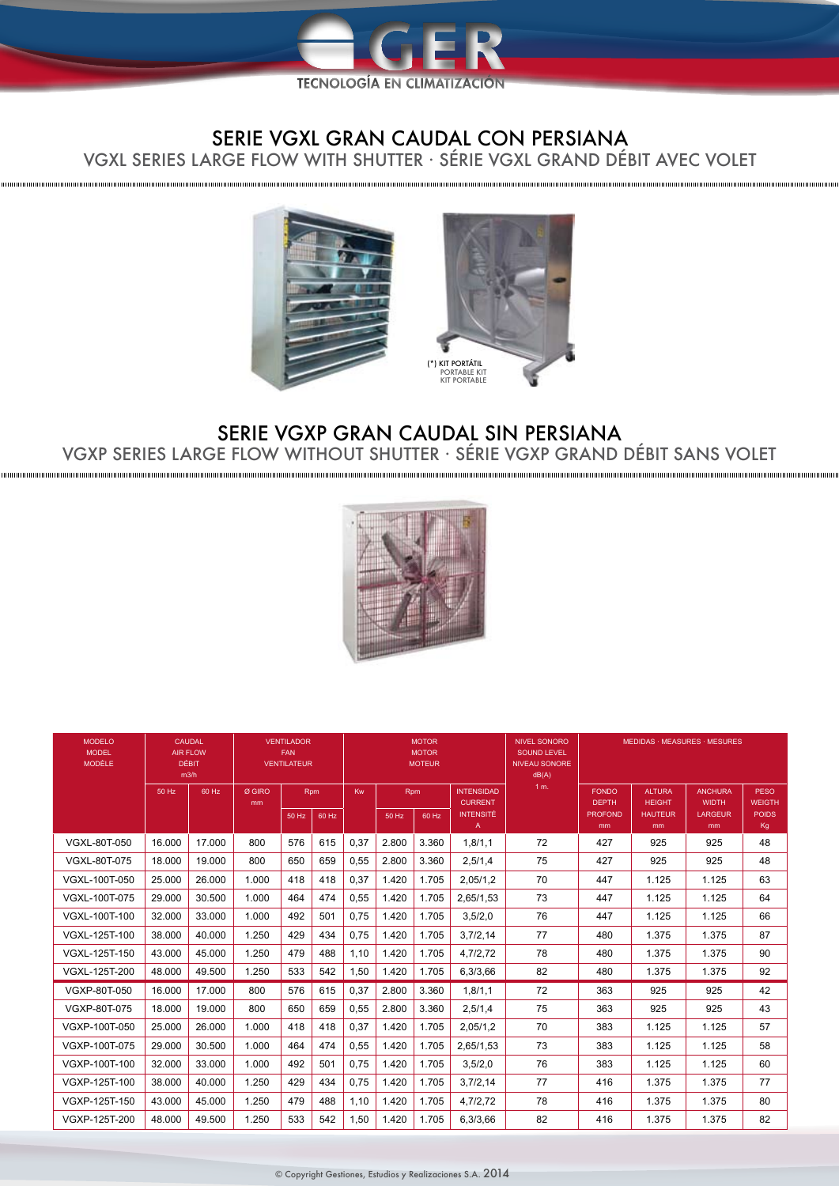# SERIE VGXL GRAN CAUDAL CON PERSIANA

VGXL SERIES LARGE FLOW WITH SHUTTER · SÉRIE VGXL GRAND DÉBIT AVEC VOLET

(*) KIT PORTÁTIL
PORTABLE KIT
KIT PORTABLE

# SERIE VGXP GRAN CAUDAL SIN PERSIANA

VGXP SERIES LARGE FLOW WITHOUT SHUTTER · SÉRIE VGXP GRAND DÉBIT SANS VOLET

| MODELO MODEL MODÈLE | CAUDAL AIR FLOW DÉBIT m3/h | | VENTILADOR FAN VENTILATEUR | | | MOTOR MOTOR MOTEUR | | | | NIVEL SONORO SOUND LEVEL NIVEAU SONORE dB(A) 1 m. | MEDIDAS · MEASURES · MESURES | | | |
|---|---|---|---|---|---|---|---|---|---|---|---|---|---|---|
| | 50 Hz | 60 Hz | Ø GIRO mm | Rpm 50 Hz | Rpm 60 Hz | Kw | Rpm 50 Hz | Rpm 60 Hz | INTENSIDAD CURRENT INTENSITÉ A | | FONDO DEPTH PROFOND mm | ALTURA HEIGHT HAUTEUR mm | ANCHURA WIDTH LARGEUR mm | PESO WEIGTH POIDS Kg |
| VGXL-80T-050 | 16.000 | 17.000 | 800 | 576 | 615 | 0,37 | 2.800 | 3.360 | 1,8/1,1 | 72 | 427 | 925 | 925 | 48 |
| VGXL-80T-075 | 18.000 | 19.000 | 800 | 650 | 659 | 0,55 | 2.800 | 3.360 | 2,5/1,4 | 75 | 427 | 925 | 925 | 48 |
| VGXL-100T-050 | 25.000 | 26.000 | 1.000 | 418 | 418 | 0,37 | 1.420 | 1.705 | 2,05/1,2 | 70 | 447 | 1.125 | 1.125 | 63 |
| VGXL-100T-075 | 29.000 | 30.500 | 1.000 | 464 | 474 | 0,55 | 1.420 | 1.705 | 2,65/1,53 | 73 | 447 | 1.125 | 1.125 | 64 |
| VGXL-100T-100 | 32.000 | 33.000 | 1.000 | 492 | 501 | 0,75 | 1.420 | 1.705 | 3,5/2,0 | 76 | 447 | 1.125 | 1.125 | 66 |
| VGXL-125T-100 | 38.000 | 40.000 | 1.250 | 429 | 434 | 0,75 | 1.420 | 1.705 | 3,7/2,14 | 77 | 480 | 1.375 | 1.375 | 87 |
| VGXL-125T-150 | 43.000 | 45.000 | 1.250 | 479 | 488 | 1,10 | 1.420 | 1.705 | 4,7/2,72 | 78 | 480 | 1.375 | 1.375 | 90 |
| VGXL-125T-200 | 48.000 | 49.500 | 1.250 | 533 | 542 | 1,50 | 1.420 | 1.705 | 6,3/3,66 | 82 | 480 | 1.375 | 1.375 | 92 |
| VGXP-80T-050 | 16.000 | 17.000 | 800 | 576 | 615 | 0,37 | 2.800 | 3.360 | 1,8/1,1 | 72 | 363 | 925 | 925 | 42 |
| VGXP-80T-075 | 18.000 | 19.000 | 800 | 650 | 659 | 0,55 | 2.800 | 3.360 | 2,5/1,4 | 75 | 363 | 925 | 925 | 43 |
| VGXP-100T-050 | 25.000 | 26.000 | 1.000 | 418 | 418 | 0,37 | 1.420 | 1.705 | 2,05/1,2 | 70 | 383 | 1.125 | 1.125 | 57 |
| VGXP-100T-075 | 29.000 | 30.500 | 1.000 | 464 | 474 | 0,55 | 1.420 | 1.705 | 2,65/1,53 | 73 | 383 | 1.125 | 1.125 | 58 |
| VGXP-100T-100 | 32.000 | 33.000 | 1.000 | 492 | 501 | 0,75 | 1.420 | 1.705 | 3,5/2,0 | 76 | 383 | 1.125 | 1.125 | 60 |
| VGXP-125T-100 | 38.000 | 40.000 | 1.250 | 429 | 434 | 0,75 | 1.420 | 1.705 | 3,7/2,14 | 77 | 416 | 1.375 | 1.375 | 77 |
| VGXP-125T-150 | 43.000 | 45.000 | 1.250 | 479 | 488 | 1,10 | 1.420 | 1.705 | 4,7/2,72 | 78 | 416 | 1.375 | 1.375 | 80 |
| VGXP-125T-200 | 48.000 | 49.500 | 1.250 | 533 | 542 | 1,50 | 1.420 | 1.705 | 6,3/3,66 | 82 | 416 | 1.375 | 1.375 | 82 |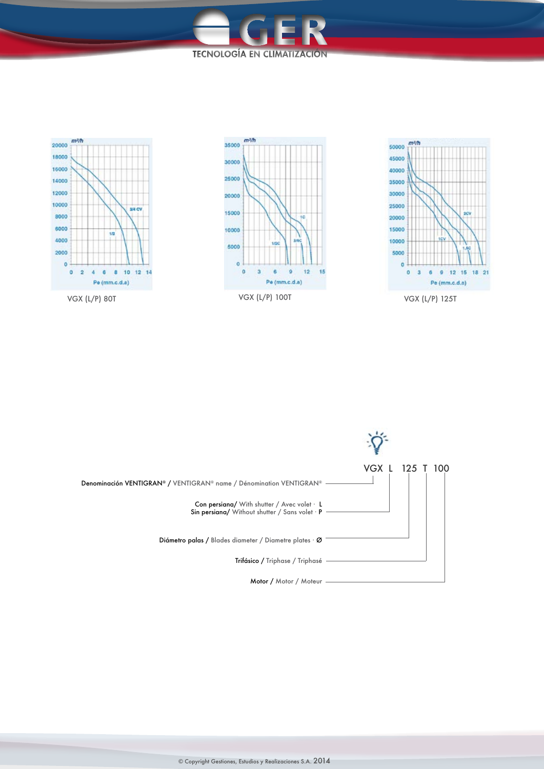m³/h

20000
18000
16000
14000
12000
10000
8000
6000
4000
2000
0

0 2 4 6 8 10 12 14

Pe (mm.c.d.a)

3/4 CV

1/2

VGX (L/P) 80T

m³/h

35000
30000
25000
20000
15000
10000
5000
0

0 3 6 9 12 15

Pe (mm.c.d.a)

1C

3/4C

1/2C

VGX (L/P) 100T

m³/h

50000
45000
40000
35000
30000
25000
20000
15000
10000
5000
0

0 3 6 9 12 15 18 21

Pe (mm.c.d.a)

2CV

1CV

1,5C

VGX (L/P) 125T

VGX L 125 T 100

**Denominación VENTIGRAN® /** VENTIGRAN® name / Dénomination VENTIGRAN®

**Con persiana/** With shutter / Avec volet · L
**Sin persiana/** Without shutter / Sans volet · P

**Diámetro palas /** Blades diameter / Diametre plates · Ø

**Trifásico /** Triphase / Triphasé

**Motor /** Motor / Moteur

© Copyright Gestiones, Estudios y Realizaciones S.A. 2014